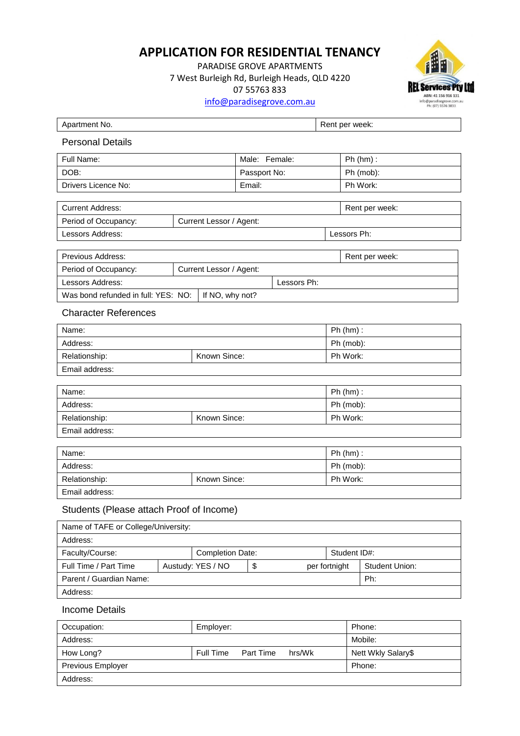# APPLICATION FOR RESIDENTIAL TENANCY

PARADISE GROVE APARTMENTS
7 West Burleigh Rd, Burleigh Heads, QLD 4220
07 55763 833
info@paradisegrove.com.au

REL Services Pty Ltd
ABN: 41 156 916 131
info@paradisegrove.com.au
Ph: (07) 5576 3833

| Apartment No. | Rent per week: |
|---|---|

## Personal Details

| Full Name: | Male: Female: | Ph (hm) : |
|---|---|---|
| DOB: | Passport No: | Ph (mob): |
| Drivers Licence No: | Email: | Ph Work: |

| Current Address: | | Rent per week: |
|---|---|---|
| Period of Occupancy: | Current Lessor / Agent: | |
| Lessors Address: | | Lessors Ph: |

| Previous Address: | | | Rent per week: |
|---|---|---|---|
| Period of Occupancy: | Current Lessor / Agent: | | |
| Lessors Address: | | Lessors Ph: | |
| Was bond refunded in full: YES: NO: | If NO, why not? | | |

## Character References

| Name: | | Ph (hm) : |
|---|---|---|
| Address: | | Ph (mob): |
| Relationship: | Known Since: | Ph Work: |
| Email address: | | |

| Name: | | Ph (hm) : |
|---|---|---|
| Address: | | Ph (mob): |
| Relationship: | Known Since: | Ph Work: |
| Email address: | | |

| Name: | | Ph (hm) : |
|---|---|---|
| Address: | | Ph (mob): |
| Relationship: | Known Since: | Ph Work: |
| Email address: | | |

## Students (Please attach Proof of Income)

| Name of TAFE or College/University: | | | | |
|---|---|---|---|---|
| Address: | | | | |
| Faculty/Course: | | Completion Date: | Student ID#: | |
| Full Time / Part Time | Austudy: YES / NO | $ per fortnight | | Student Union: |
| Parent / Guardian Name: | | | | Ph: |
| Address: | | | | |

## Income Details

| Occupation: | Employer: | Phone: |
|---|---|---|
| Address: | | Mobile: |
| How Long? | Full Time Part Time hrs/Wk | Nett Wkly Salary$ |
| Previous Employer | | Phone: |
| Address: | | |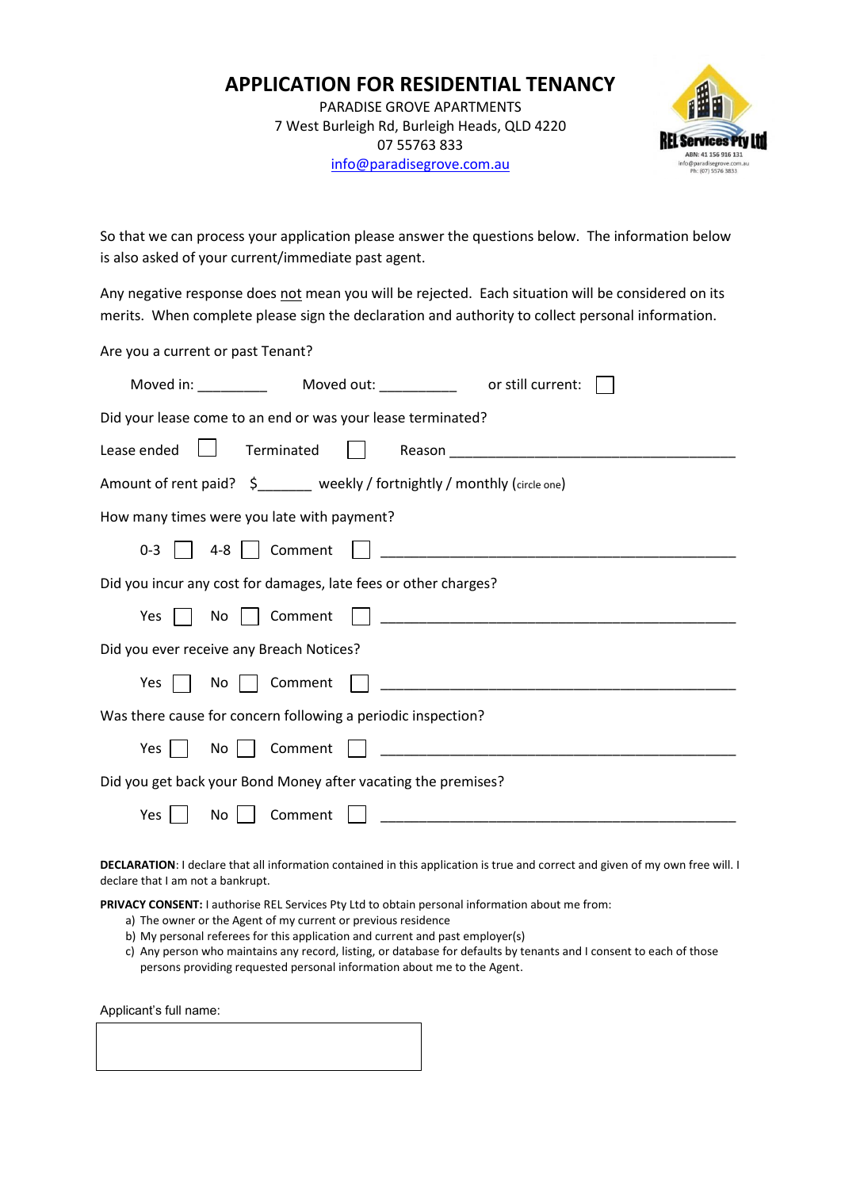# APPLICATION FOR RESIDENTIAL TENANCY

PARADISE GROVE APARTMENTS
7 West Burleigh Rd, Burleigh Heads, QLD 4220
07 55763 833
info@paradisegrove.com.au

REL Services Pty Ltd
ABN: 41 156 916 131
info@paradisegrove.com.au
Ph: (07) 5576 3833

So that we can process your application please answer the questions below. The information below is also asked of your current/immediate past agent.

Any negative response does not mean you will be rejected. Each situation will be considered on its merits. When complete please sign the declaration and authority to collect personal information.

Are you a current or past Tenant?

Moved in: _________ Moved out: __________ or still current: ☐

Did your lease come to an end or was your lease terminated?

Lease ended ☐ Terminated ☐ Reason ______________________________________

Amount of rent paid? $_______ weekly / fortnightly / monthly (circle one)

How many times were you late with payment?

0-3 ☐ 4-8 ☐ Comment ☐ ______________________________________________

Did you incur any cost for damages, late fees or other charges?

Yes ☐ No ☐ Comment ☐ ______________________________________________

Did you ever receive any Breach Notices?

Yes ☐ No ☐ Comment ☐ ______________________________________________

Was there cause for concern following a periodic inspection?

Yes ☐ No ☐ Comment ☐ ______________________________________________

Did you get back your Bond Money after vacating the premises?

Yes ☐ No ☐ Comment ☐ ______________________________________________

**DECLARATION**: I declare that all information contained in this application is true and correct and given of my own free will. I declare that I am not a bankrupt.

**PRIVACY CONSENT:** I authorise REL Services Pty Ltd to obtain personal information about me from:

a) The owner or the Agent of my current or previous residence
b) My personal referees for this application and current and past employer(s)
c) Any person who maintains any record, listing, or database for defaults by tenants and I consent to each of those persons providing requested personal information about me to the Agent.

Applicant's full name:

[ ]